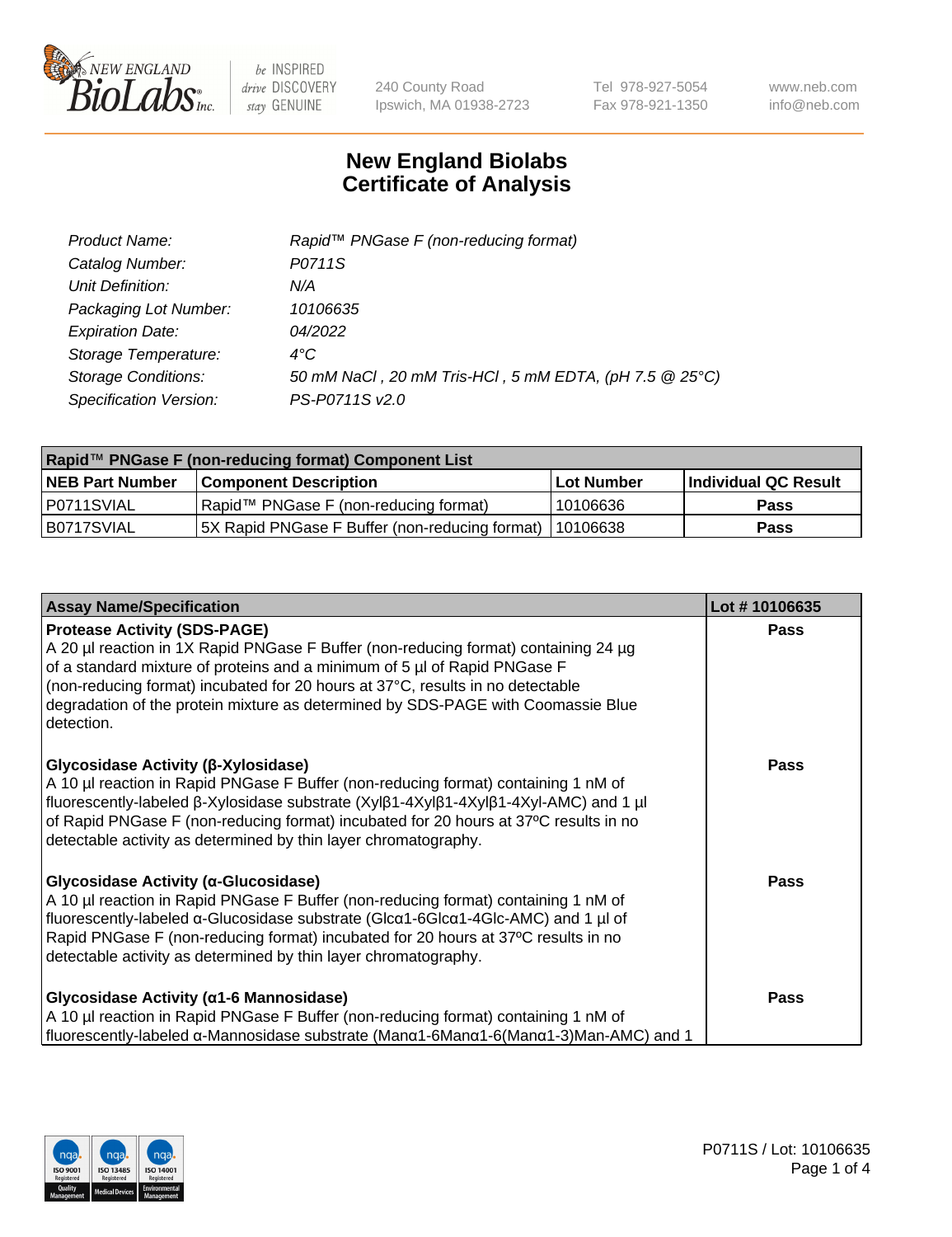# New England Biolabs
## Certificate of Analysis

| | |
|---|---|
| *Product Name:* | *Rapid™ PNGase F (non-reducing format)* |
| *Catalog Number:* | *P0711S* |
| *Unit Definition:* | *N/A* |
| *Packaging Lot Number:* | *10106635* |
| *Expiration Date:* | *04/2022* |
| *Storage Temperature:* | *4°C* |
| *Storage Conditions:* | *50 mM NaCl , 20 mM Tris-HCl , 5 mM EDTA, (pH 7.5 @ 25°C)* |
| *Specification Version:* | *PS-P0711S v2.0* |

| Rapid™ PNGase F (non-reducing format) Component List | | | |
|---|---|---|---|
| **NEB Part Number** | **Component Description** | **Lot Number** | **Individual QC Result** |
| P0711SVIAL | Rapid™ PNGase F (non-reducing format) | 10106636 | **Pass** |
| B0717SVIAL | 5X Rapid PNGase F Buffer (non-reducing format) | 10106638 | **Pass** |

| Assay Name/Specification | Lot # 10106635 |
|---|---|
| **Protease Activity (SDS-PAGE)**<br>A 20 µl reaction in 1X Rapid PNGase F Buffer (non-reducing format) containing 24 µg of a standard mixture of proteins and a minimum of 5 µl of Rapid PNGase F (non-reducing format) incubated for 20 hours at 37°C, results in no detectable degradation of the protein mixture as determined by SDS-PAGE with Coomassie Blue detection. | **Pass** |
| **Glycosidase Activity (β-Xylosidase)**<br>A 10 µl reaction in Rapid PNGase F Buffer (non-reducing format) containing 1 nM of fluorescently-labeled β-Xylosidase substrate (Xylβ1-4Xylβ1-4Xylβ1-4Xyl-AMC) and 1 µl of Rapid PNGase F (non-reducing format) incubated for 20 hours at 37ºC results in no detectable activity as determined by thin layer chromatography. | **Pass** |
| **Glycosidase Activity (α-Glucosidase)**<br>A 10 µl reaction in Rapid PNGase F Buffer (non-reducing format) containing 1 nM of fluorescently-labeled α-Glucosidase substrate (Glcα1-6Glcα1-4Glc-AMC) and 1 µl of Rapid PNGase F (non-reducing format) incubated for 20 hours at 37ºC results in no detectable activity as determined by thin layer chromatography. | **Pass** |
| **Glycosidase Activity (α1-6 Mannosidase)**<br>A 10 µl reaction in Rapid PNGase F Buffer (non-reducing format) containing 1 nM of fluorescently-labeled α-Mannosidase substrate (Manα1-6Manα1-6(Manα1-3)Man-AMC) and 1 | **Pass** |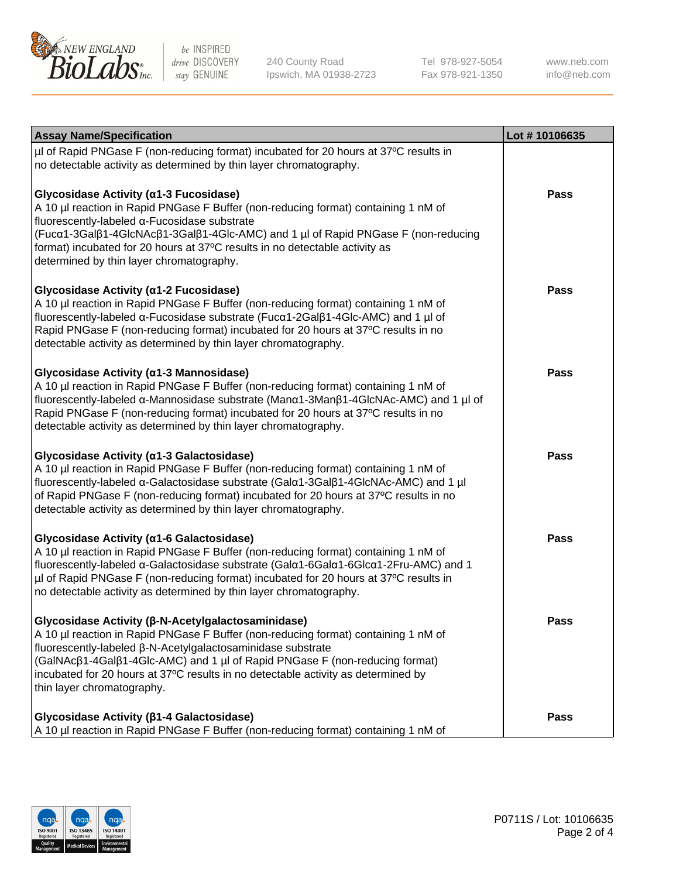| Assay Name/Specification | Lot # 10106635 |
|---|---|
| µl of Rapid PNGase F (non-reducing format) incubated for 20 hours at 37ºC results in no detectable activity as determined by thin layer chromatography. | |
| **Glycosidase Activity (α1-3 Fucosidase)**<br>A 10 µl reaction in Rapid PNGase F Buffer (non-reducing format) containing 1 nM of fluorescently-labeled α-Fucosidase substrate (Fucα1-3Galβ1-4GlcNAcβ1-3Galβ1-4Glc-AMC) and 1 µl of Rapid PNGase F (non-reducing format) incubated for 20 hours at 37ºC results in no detectable activity as determined by thin layer chromatography. | **Pass** |
| **Glycosidase Activity (α1-2 Fucosidase)**<br>A 10 µl reaction in Rapid PNGase F Buffer (non-reducing format) containing 1 nM of fluorescently-labeled α-Fucosidase substrate (Fucα1-2Galβ1-4Glc-AMC) and 1 µl of Rapid PNGase F (non-reducing format) incubated for 20 hours at 37ºC results in no detectable activity as determined by thin layer chromatography. | **Pass** |
| **Glycosidase Activity (α1-3 Mannosidase)**<br>A 10 µl reaction in Rapid PNGase F Buffer (non-reducing format) containing 1 nM of fluorescently-labeled α-Mannosidase substrate (Manα1-3Manβ1-4GlcNAc-AMC) and 1 µl of Rapid PNGase F (non-reducing format) incubated for 20 hours at 37ºC results in no detectable activity as determined by thin layer chromatography. | **Pass** |
| **Glycosidase Activity (α1-3 Galactosidase)**<br>A 10 µl reaction in Rapid PNGase F Buffer (non-reducing format) containing 1 nM of fluorescently-labeled α-Galactosidase substrate (Galα1-3Galβ1-4GlcNAc-AMC) and 1 µl of Rapid PNGase F (non-reducing format) incubated for 20 hours at 37ºC results in no detectable activity as determined by thin layer chromatography. | **Pass** |
| **Glycosidase Activity (α1-6 Galactosidase)**<br>A 10 µl reaction in Rapid PNGase F Buffer (non-reducing format) containing 1 nM of fluorescently-labeled α-Galactosidase substrate (Galα1-6Galα1-6Glcα1-2Fru-AMC) and 1 µl of Rapid PNGase F (non-reducing format) incubated for 20 hours at 37ºC results in no detectable activity as determined by thin layer chromatography. | **Pass** |
| **Glycosidase Activity (β-N-Acetylgalactosaminidase)**<br>A 10 µl reaction in Rapid PNGase F Buffer (non-reducing format) containing 1 nM of fluorescently-labeled β-N-Acetylgalactosaminidase substrate (GalNAcβ1-4Galβ1-4Glc-AMC) and 1 µl of Rapid PNGase F (non-reducing format) incubated for 20 hours at 37ºC results in no detectable activity as determined by thin layer chromatography. | **Pass** |
| **Glycosidase Activity (β1-4 Galactosidase)**<br>A 10 µl reaction in Rapid PNGase F Buffer (non-reducing format) containing 1 nM of | **Pass** |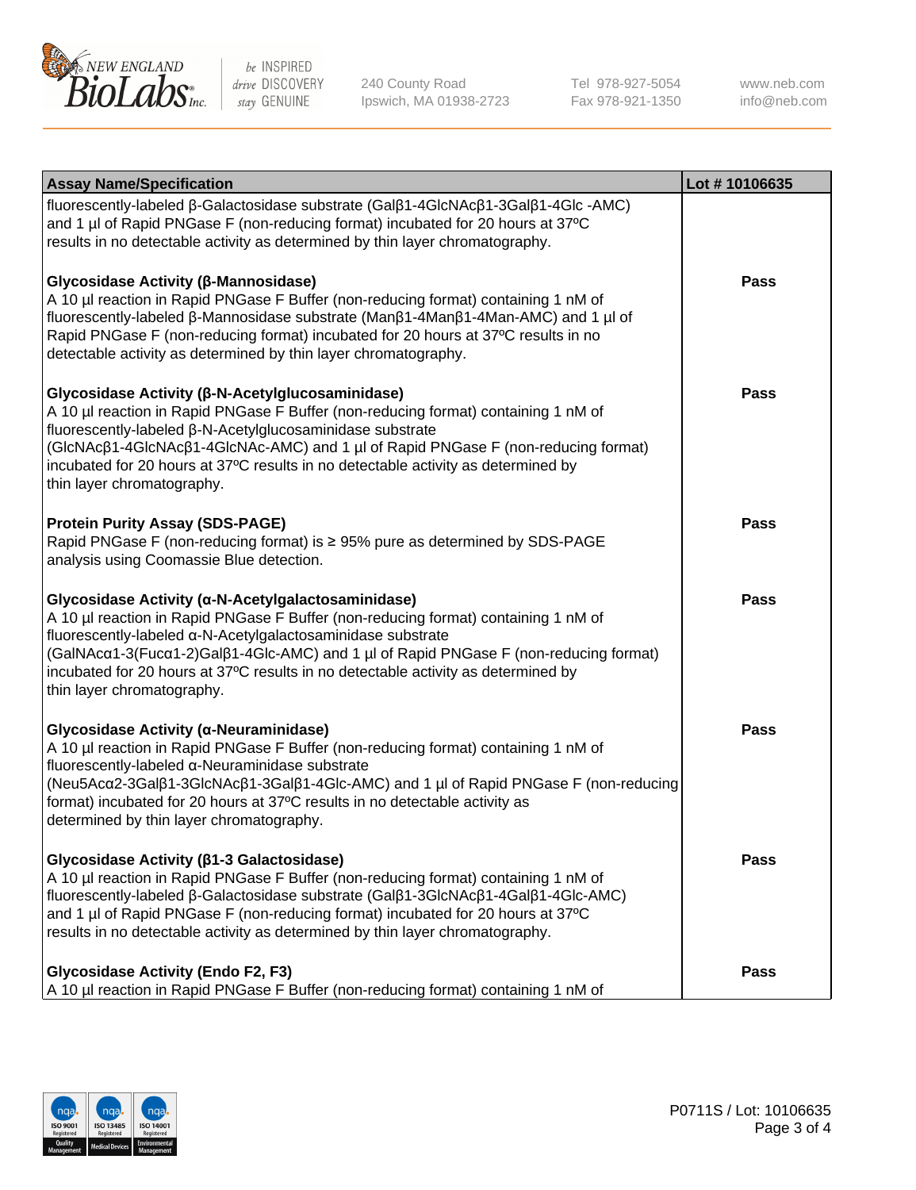| Assay Name/Specification | Lot # 10106635 |
| --- | --- |
| fluorescently-labeled β-Galactosidase substrate (Galβ1-4GlcNAcβ1-3Galβ1-4Glc -AMC) and 1 µl of Rapid PNGase F (non-reducing format) incubated for 20 hours at 37ºC results in no detectable activity as determined by thin layer chromatography. | |
| **Glycosidase Activity (β-Mannosidase)**<br>A 10 µl reaction in Rapid PNGase F Buffer (non-reducing format) containing 1 nM of fluorescently-labeled β-Mannosidase substrate (Manβ1-4Manβ1-4Man-AMC) and 1 µl of Rapid PNGase F (non-reducing format) incubated for 20 hours at 37ºC results in no detectable activity as determined by thin layer chromatography. | **Pass** |
| **Glycosidase Activity (β-N-Acetylglucosaminidase)**<br>A 10 µl reaction in Rapid PNGase F Buffer (non-reducing format) containing 1 nM of fluorescently-labeled β-N-Acetylglucosaminidase substrate (GlcNAcβ1-4GlcNAcβ1-4GlcNAc-AMC) and 1 µl of Rapid PNGase F (non-reducing format) incubated for 20 hours at 37ºC results in no detectable activity as determined by thin layer chromatography. | **Pass** |
| **Protein Purity Assay (SDS-PAGE)**<br>Rapid PNGase F (non-reducing format) is ≥ 95% pure as determined by SDS-PAGE analysis using Coomassie Blue detection. | **Pass** |
| **Glycosidase Activity (α-N-Acetylgalactosaminidase)**<br>A 10 µl reaction in Rapid PNGase F Buffer (non-reducing format) containing 1 nM of fluorescently-labeled α-N-Acetylgalactosaminidase substrate (GalNAcα1-3(Fucα1-2)Galβ1-4Glc-AMC) and 1 µl of Rapid PNGase F (non-reducing format) incubated for 20 hours at 37ºC results in no detectable activity as determined by thin layer chromatography. | **Pass** |
| **Glycosidase Activity (α-Neuraminidase)**<br>A 10 µl reaction in Rapid PNGase F Buffer (non-reducing format) containing 1 nM of fluorescently-labeled α-Neuraminidase substrate (Neu5Acα2-3Galβ1-3GlcNAcβ1-3Galβ1-4Glc-AMC) and 1 µl of Rapid PNGase F (non-reducing format) incubated for 20 hours at 37ºC results in no detectable activity as determined by thin layer chromatography. | **Pass** |
| **Glycosidase Activity (β1-3 Galactosidase)**<br>A 10 µl reaction in Rapid PNGase F Buffer (non-reducing format) containing 1 nM of fluorescently-labeled β-Galactosidase substrate (Galβ1-3GlcNAcβ1-4Galβ1-4Glc-AMC) and 1 µl of Rapid PNGase F (non-reducing format) incubated for 20 hours at 37ºC results in no detectable activity as determined by thin layer chromatography. | **Pass** |
| **Glycosidase Activity (Endo F2, F3)**<br>A 10 µl reaction in Rapid PNGase F Buffer (non-reducing format) containing 1 nM of | **Pass** |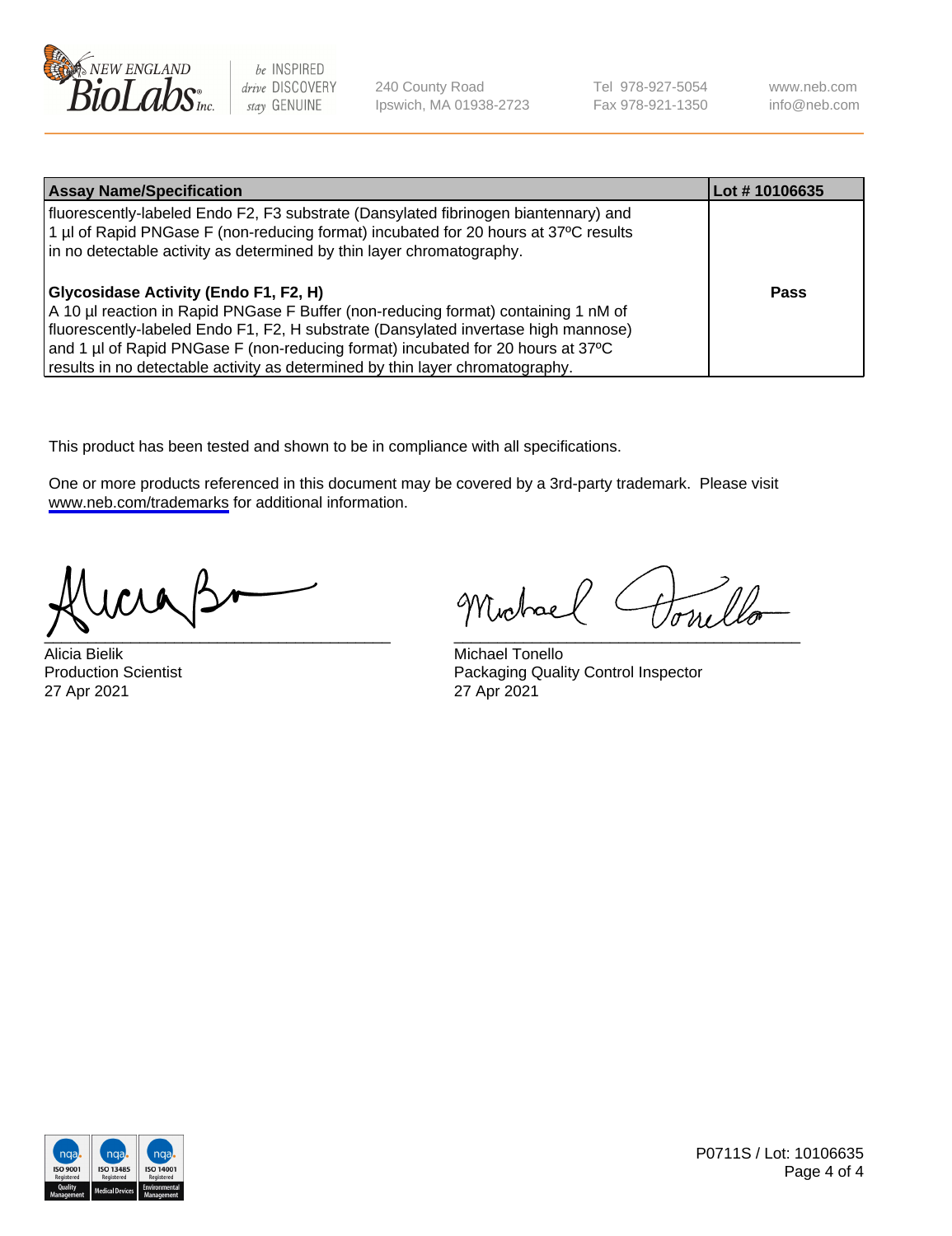| Assay Name/Specification | Lot # 10106635 |
| --- | --- |
| fluorescently-labeled Endo F2, F3 substrate (Dansylated fibrinogen biantennary) and 1 µl of Rapid PNGase F (non-reducing format) incubated for 20 hours at 37ºC results in no detectable activity as determined by thin layer chromatography. | |
| **Glycosidase Activity (Endo F1, F2, H)**<br>A 10 µl reaction in Rapid PNGase F Buffer (non-reducing format) containing 1 nM of fluorescently-labeled Endo F1, F2, H substrate (Dansylated invertase high mannose) and 1 µl of Rapid PNGase F (non-reducing format) incubated for 20 hours at 37ºC results in no detectable activity as determined by thin layer chromatography. | **Pass** |

This product has been tested and shown to be in compliance with all specifications.

One or more products referenced in this document may be covered by a 3rd-party trademark. Please visit www.neb.com/trademarks for additional information.

Alicia Bielik
Production Scientist
27 Apr 2021

Michael Tonello
Packaging Quality Control Inspector
27 Apr 2021

P0711S / Lot: 10106635